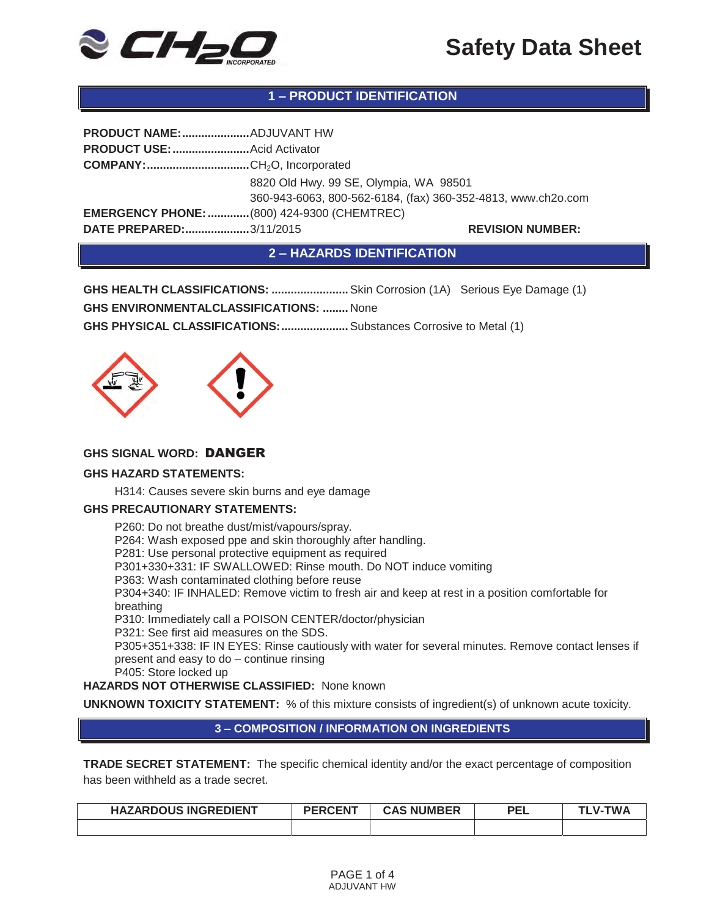# Safety Data Sheet

## 1 – PRODUCT IDENTIFICATION

**PRODUCT NAME:**..................... ADJUVANT HW
**PRODUCT USE:**........................ Acid Activator
**COMPANY:**................................ $CH_2O$, Incorporated
8820 Old Hwy. 99 SE, Olympia, WA 98501
360-943-6063, 800-562-6184, (fax) 360-352-4813, www.ch2o.com
**EMERGENCY PHONE:**............. (800) 424-9300 (CHEMTREC)
**DATE PREPARED:**.................... 3/11/2015 **REVISION NUMBER:**

## 2 – HAZARDS IDENTIFICATION

**GHS HEALTH CLASSIFICATIONS:** ........................ Skin Corrosion (1A) Serious Eye Damage (1)
**GHS ENVIRONMENTALCLASSIFICATIONS:** ........ None
**GHS PHYSICAL CLASSIFICATIONS:**..................... Substances Corrosive to Metal (1)

**GHS SIGNAL WORD:** **DANGER**

**GHS HAZARD STATEMENTS:**

H314: Causes severe skin burns and eye damage

**GHS PRECAUTIONARY STATEMENTS:**

P260: Do not breathe dust/mist/vapours/spray.
P264: Wash exposed ppe and skin thoroughly after handling.
P281: Use personal protective equipment as required
P301+330+331: IF SWALLOWED: Rinse mouth. Do NOT induce vomiting
P363: Wash contaminated clothing before reuse
P304+340: IF INHALED: Remove victim to fresh air and keep at rest in a position comfortable for breathing
P310: Immediately call a POISON CENTER/doctor/physician
P321: See first aid measures on the SDS.
P305+351+338: IF IN EYES: Rinse cautiously with water for several minutes. Remove contact lenses if present and easy to do – continue rinsing
P405: Store locked up

**HAZARDS NOT OTHERWISE CLASSIFIED:** None known

**UNKNOWN TOXICITY STATEMENT:** % of this mixture consists of ingredient(s) of unknown acute toxicity.

## 3 – COMPOSITION / INFORMATION ON INGREDIENTS

**TRADE SECRET STATEMENT:** The specific chemical identity and/or the exact percentage of composition has been withheld as a trade secret.

| HAZARDOUS INGREDIENT | PERCENT | CAS NUMBER | PEL | TLV-TWA |
|---|---|---|---|---|
| | | | | |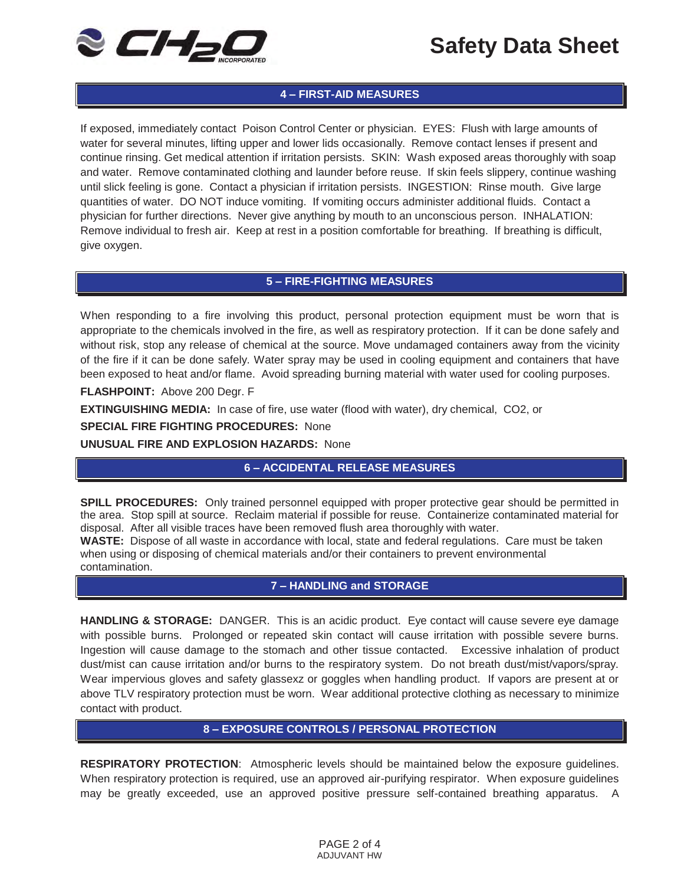## 4 – FIRST-AID MEASURES

If exposed, immediately contact Poison Control Center or physician. EYES: Flush with large amounts of water for several minutes, lifting upper and lower lids occasionally. Remove contact lenses if present and continue rinsing. Get medical attention if irritation persists. SKIN: Wash exposed areas thoroughly with soap and water. Remove contaminated clothing and launder before reuse. If skin feels slippery, continue washing until slick feeling is gone. Contact a physician if irritation persists. INGESTION: Rinse mouth. Give large quantities of water. DO NOT induce vomiting. If vomiting occurs administer additional fluids. Contact a physician for further directions. Never give anything by mouth to an unconscious person. INHALATION: Remove individual to fresh air. Keep at rest in a position comfortable for breathing. If breathing is difficult, give oxygen.

## 5 – FIRE-FIGHTING MEASURES

When responding to a fire involving this product, personal protection equipment must be worn that is appropriate to the chemicals involved in the fire, as well as respiratory protection. If it can be done safely and without risk, stop any release of chemical at the source. Move undamaged containers away from the vicinity of the fire if it can be done safely. Water spray may be used in cooling equipment and containers that have been exposed to heat and/or flame. Avoid spreading burning material with water used for cooling purposes.

**FLASHPOINT:** Above 200 Degr. F

**EXTINGUISHING MEDIA:** In case of fire, use water (flood with water), dry chemical, CO2, or

**SPECIAL FIRE FIGHTING PROCEDURES:** None

**UNUSUAL FIRE AND EXPLOSION HAZARDS:** None

## 6 – ACCIDENTAL RELEASE MEASURES

**SPILL PROCEDURES:** Only trained personnel equipped with proper protective gear should be permitted in the area. Stop spill at source. Reclaim material if possible for reuse. Containerize contaminated material for disposal. After all visible traces have been removed flush area thoroughly with water.

**WASTE:** Dispose of all waste in accordance with local, state and federal regulations. Care must be taken when using or disposing of chemical materials and/or their containers to prevent environmental contamination.

## 7 – HANDLING and STORAGE

**HANDLING & STORAGE:** DANGER. This is an acidic product. Eye contact will cause severe eye damage with possible burns. Prolonged or repeated skin contact will cause irritation with possible severe burns. Ingestion will cause damage to the stomach and other tissue contacted. Excessive inhalation of product dust/mist can cause irritation and/or burns to the respiratory system. Do not breath dust/mist/vapors/spray. Wear impervious gloves and safety glassexz or goggles when handling product. If vapors are present at or above TLV respiratory protection must be worn. Wear additional protective clothing as necessary to minimize contact with product.

## 8 – EXPOSURE CONTROLS / PERSONAL PROTECTION

**RESPIRATORY PROTECTION**: Atmospheric levels should be maintained below the exposure guidelines. When respiratory protection is required, use an approved air-purifying respirator. When exposure guidelines may be greatly exceeded, use an approved positive pressure self-contained breathing apparatus. A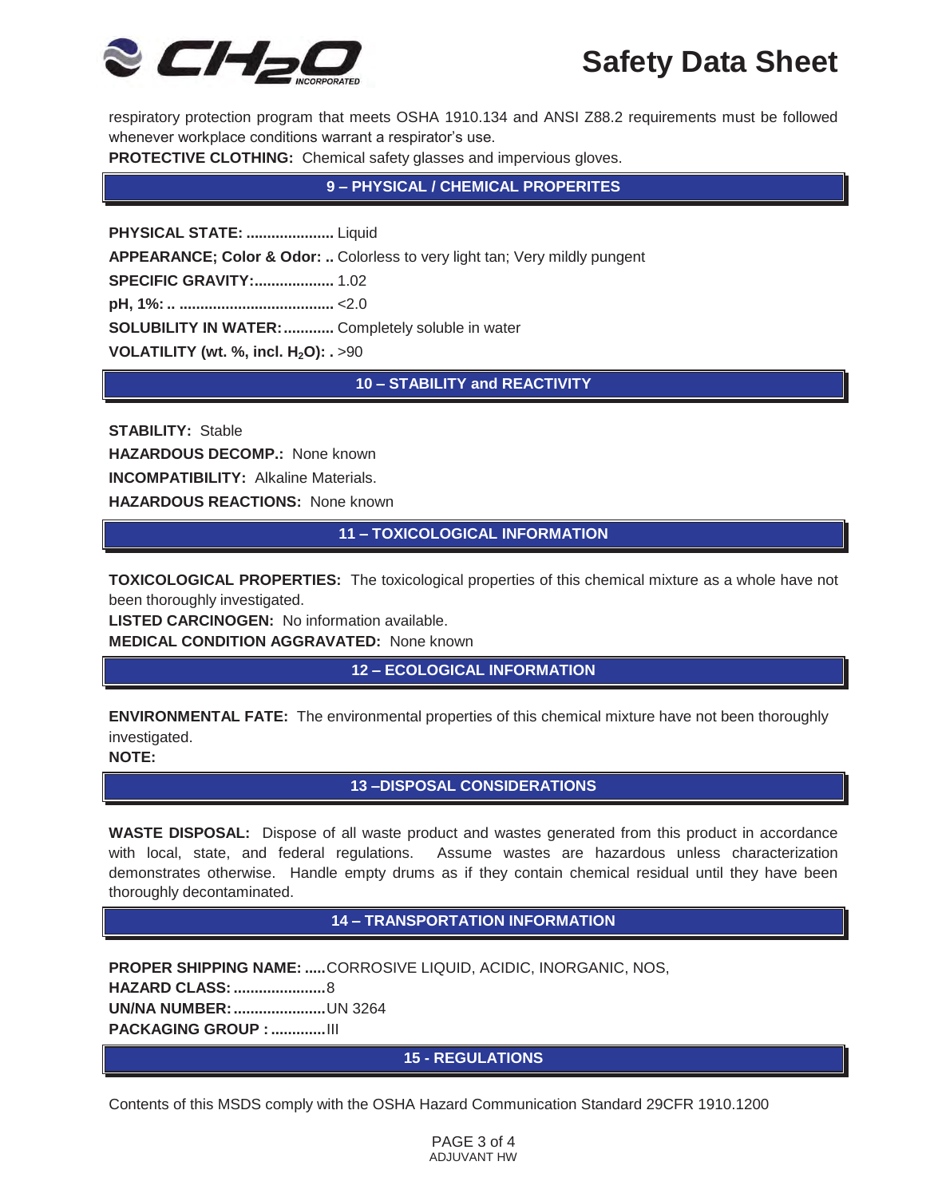respiratory protection program that meets OSHA 1910.134 and ANSI Z88.2 requirements must be followed whenever workplace conditions warrant a respirator's use.

**PROTECTIVE CLOTHING:** Chemical safety glasses and impervious gloves.

## 9 – PHYSICAL / CHEMICAL PROPERITES

**PHYSICAL STATE: .....................** Liquid

**APPEARANCE; Color & Odor: ..** Colorless to very light tan; Very mildly pungent

**SPECIFIC GRAVITY:...................** 1.02

**pH, 1%: .. .....................................** <2.0

**SOLUBILITY IN WATER:............** Completely soluble in water

**VOLATILITY (wt. %, incl. $H_2O$): .** >90

## 10 – STABILITY and REACTIVITY

**STABILITY:** Stable

**HAZARDOUS DECOMP.:** None known

**INCOMPATIBILITY:** Alkaline Materials.

**HAZARDOUS REACTIONS:** None known

## 11 – TOXICOLOGICAL INFORMATION

**TOXICOLOGICAL PROPERTIES:** The toxicological properties of this chemical mixture as a whole have not been thoroughly investigated.

**LISTED CARCINOGEN:** No information available.

**MEDICAL CONDITION AGGRAVATED:** None known

## 12 – ECOLOGICAL INFORMATION

**ENVIRONMENTAL FATE:** The environmental properties of this chemical mixture have not been thoroughly investigated.

**NOTE:**

## 13 –DISPOSAL CONSIDERATIONS

**WASTE DISPOSAL:** Dispose of all waste product and wastes generated from this product in accordance with local, state, and federal regulations. Assume wastes are hazardous unless characterization demonstrates otherwise. Handle empty drums as if they contain chemical residual until they have been thoroughly decontaminated.

## 14 – TRANSPORTATION INFORMATION

**PROPER SHIPPING NAME: .....**CORROSIVE LIQUID, ACIDIC, INORGANIC, NOS,

**HAZARD CLASS: ......................**8

**UN/NA NUMBER: ......................**UN 3264

**PACKAGING GROUP : ............**III

## 15 - REGULATIONS

Contents of this MSDS comply with the OSHA Hazard Communication Standard 29CFR 1910.1200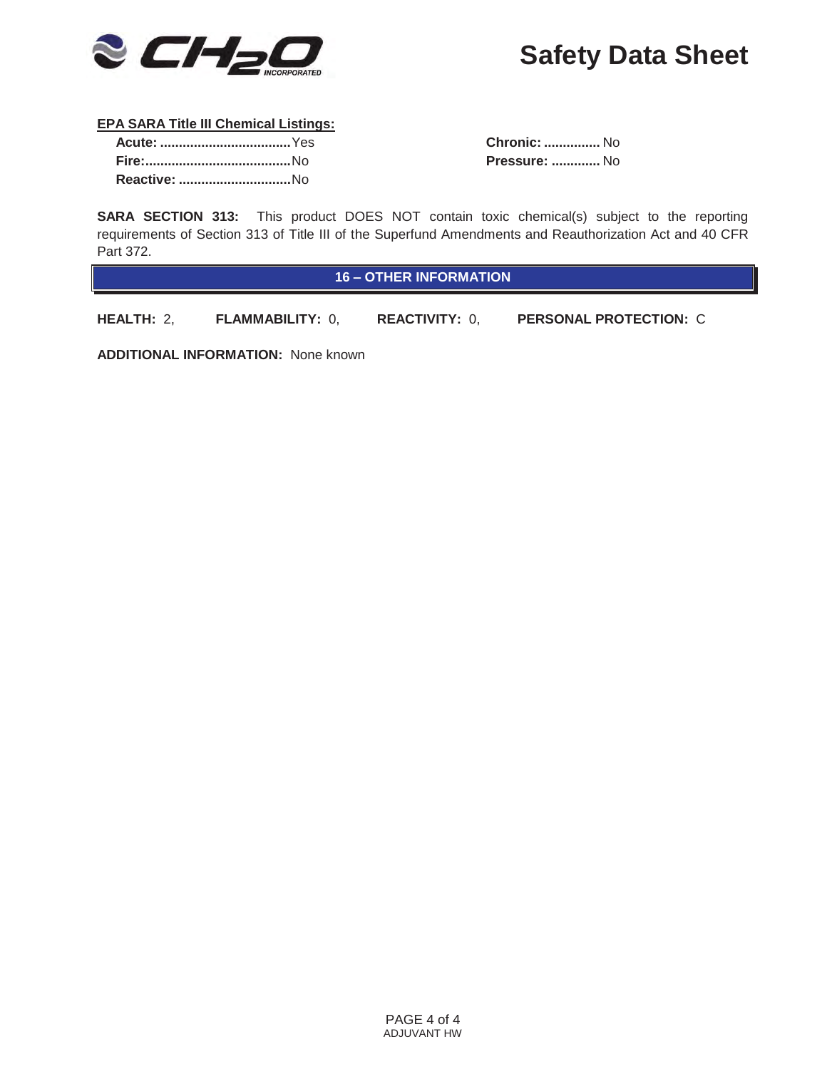**EPA SARA Title III Chemical Listings:**

**Acute:** ................................... Yes

**Fire:** ....................................... No

**Reactive:** .............................. No

**Chronic:** ............... No

**Pressure:** ............. No

**SARA SECTION 313:** This product DOES NOT contain toxic chemical(s) subject to the reporting requirements of Section 313 of Title III of the Superfund Amendments and Reauthorization Act and 40 CFR Part 372.

## 16 – OTHER INFORMATION

**HEALTH:** 2, **FLAMMABILITY:** 0, **REACTIVITY:** 0, **PERSONAL PROTECTION:** C

**ADDITIONAL INFORMATION:** None known